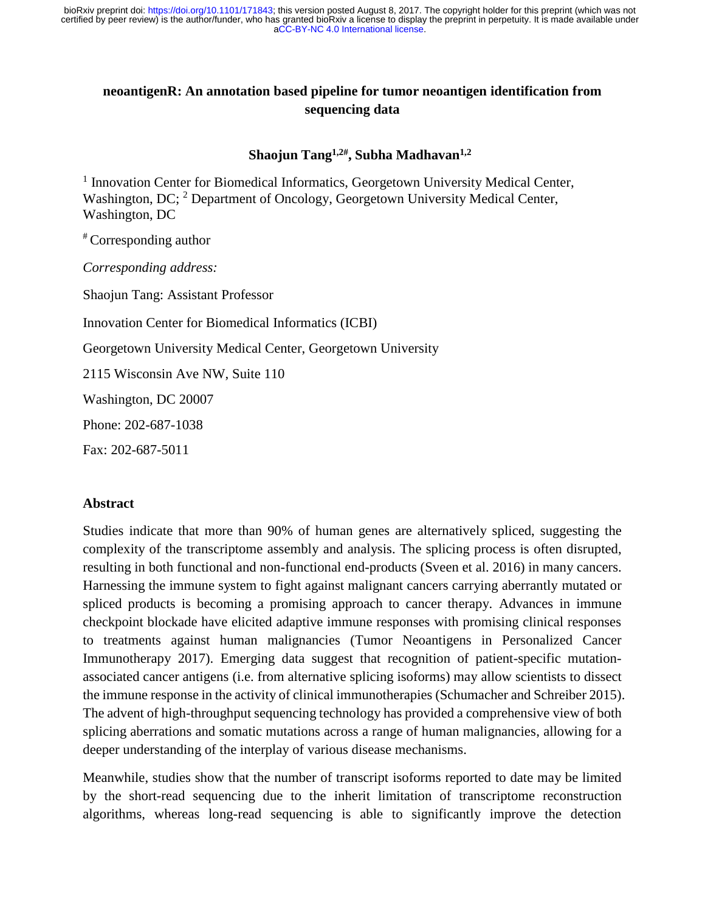# neoantigenR: An annotation based pipeline for tumor neoantigen identification from sequencing data

**Shaojun Tang[1,2#], Subha Madhavan[1,2]**

[1] Innovation Center for Biomedical Informatics, Georgetown University Medical Center, Washington, DC; [2] Department of Oncology, Georgetown University Medical Center, Washington, DC

[#] Corresponding author

*Corresponding address:*

Shaojun Tang: Assistant Professor

Innovation Center for Biomedical Informatics (ICBI)

Georgetown University Medical Center, Georgetown University

2115 Wisconsin Ave NW, Suite 110

Washington, DC 20007

Phone: 202-687-1038

Fax: 202-687-5011

## Abstract

Studies indicate that more than 90% of human genes are alternatively spliced, suggesting the complexity of the transcriptome assembly and analysis. The splicing process is often disrupted, resulting in both functional and non-functional end-products (Sveen et al. 2016) in many cancers. Harnessing the immune system to fight against malignant cancers carrying aberrantly mutated or spliced products is becoming a promising approach to cancer therapy. Advances in immune checkpoint blockade have elicited adaptive immune responses with promising clinical responses to treatments against human malignancies (Tumor Neoantigens in Personalized Cancer Immunotherapy 2017). Emerging data suggest that recognition of patient-specific mutation-associated cancer antigens (i.e. from alternative splicing isoforms) may allow scientists to dissect the immune response in the activity of clinical immunotherapies (Schumacher and Schreiber 2015). The advent of high-throughput sequencing technology has provided a comprehensive view of both splicing aberrations and somatic mutations across a range of human malignancies, allowing for a deeper understanding of the interplay of various disease mechanisms.

Meanwhile, studies show that the number of transcript isoforms reported to date may be limited by the short-read sequencing due to the inherit limitation of transcriptome reconstruction algorithms, whereas long-read sequencing is able to significantly improve the detection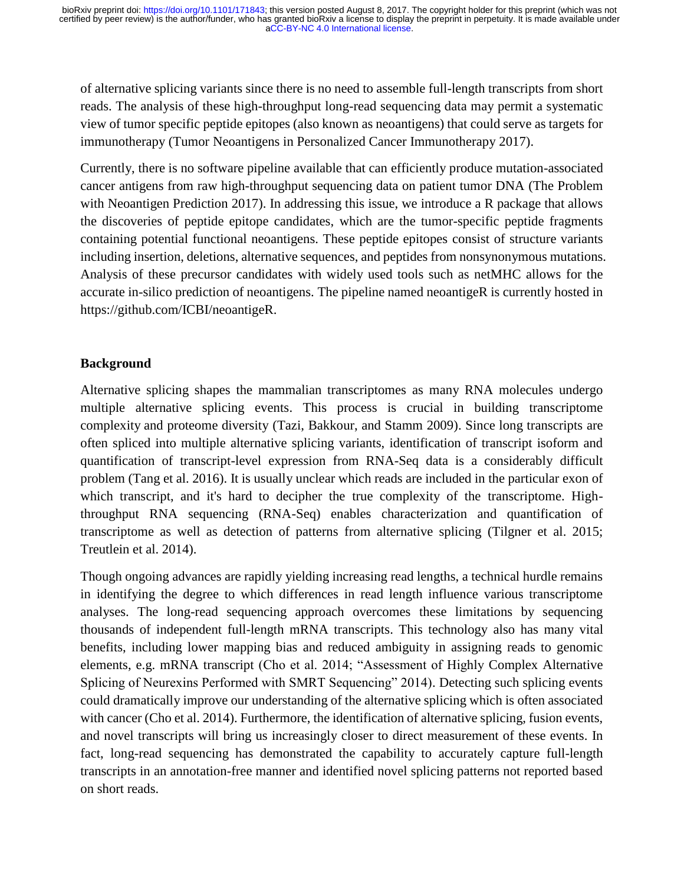of alternative splicing variants since there is no need to assemble full-length transcripts from short reads. The analysis of these high-throughput long-read sequencing data may permit a systematic view of tumor specific peptide epitopes (also known as neoantigens) that could serve as targets for immunotherapy (Tumor Neoantigens in Personalized Cancer Immunotherapy 2017).

Currently, there is no software pipeline available that can efficiently produce mutation-associated cancer antigens from raw high-throughput sequencing data on patient tumor DNA (The Problem with Neoantigen Prediction 2017). In addressing this issue, we introduce a R package that allows the discoveries of peptide epitope candidates, which are the tumor-specific peptide fragments containing potential functional neoantigens. These peptide epitopes consist of structure variants including insertion, deletions, alternative sequences, and peptides from nonsynonymous mutations. Analysis of these precursor candidates with widely used tools such as netMHC allows for the accurate in-silico prediction of neoantigens. The pipeline named neoantigeR is currently hosted in https://github.com/ICBI/neoantigeR.

## Background

Alternative splicing shapes the mammalian transcriptomes as many RNA molecules undergo multiple alternative splicing events. This process is crucial in building transcriptome complexity and proteome diversity (Tazi, Bakkour, and Stamm 2009). Since long transcripts are often spliced into multiple alternative splicing variants, identification of transcript isoform and quantification of transcript-level expression from RNA-Seq data is a considerably difficult problem (Tang et al. 2016). It is usually unclear which reads are included in the particular exon of which transcript, and it's hard to decipher the true complexity of the transcriptome. High-throughput RNA sequencing (RNA-Seq) enables characterization and quantification of transcriptome as well as detection of patterns from alternative splicing (Tilgner et al. 2015; Treutlein et al. 2014).

Though ongoing advances are rapidly yielding increasing read lengths, a technical hurdle remains in identifying the degree to which differences in read length influence various transcriptome analyses. The long-read sequencing approach overcomes these limitations by sequencing thousands of independent full-length mRNA transcripts. This technology also has many vital benefits, including lower mapping bias and reduced ambiguity in assigning reads to genomic elements, e.g. mRNA transcript (Cho et al. 2014; "Assessment of Highly Complex Alternative Splicing of Neurexins Performed with SMRT Sequencing" 2014). Detecting such splicing events could dramatically improve our understanding of the alternative splicing which is often associated with cancer (Cho et al. 2014). Furthermore, the identification of alternative splicing, fusion events, and novel transcripts will bring us increasingly closer to direct measurement of these events. In fact, long-read sequencing has demonstrated the capability to accurately capture full-length transcripts in an annotation-free manner and identified novel splicing patterns not reported based on short reads.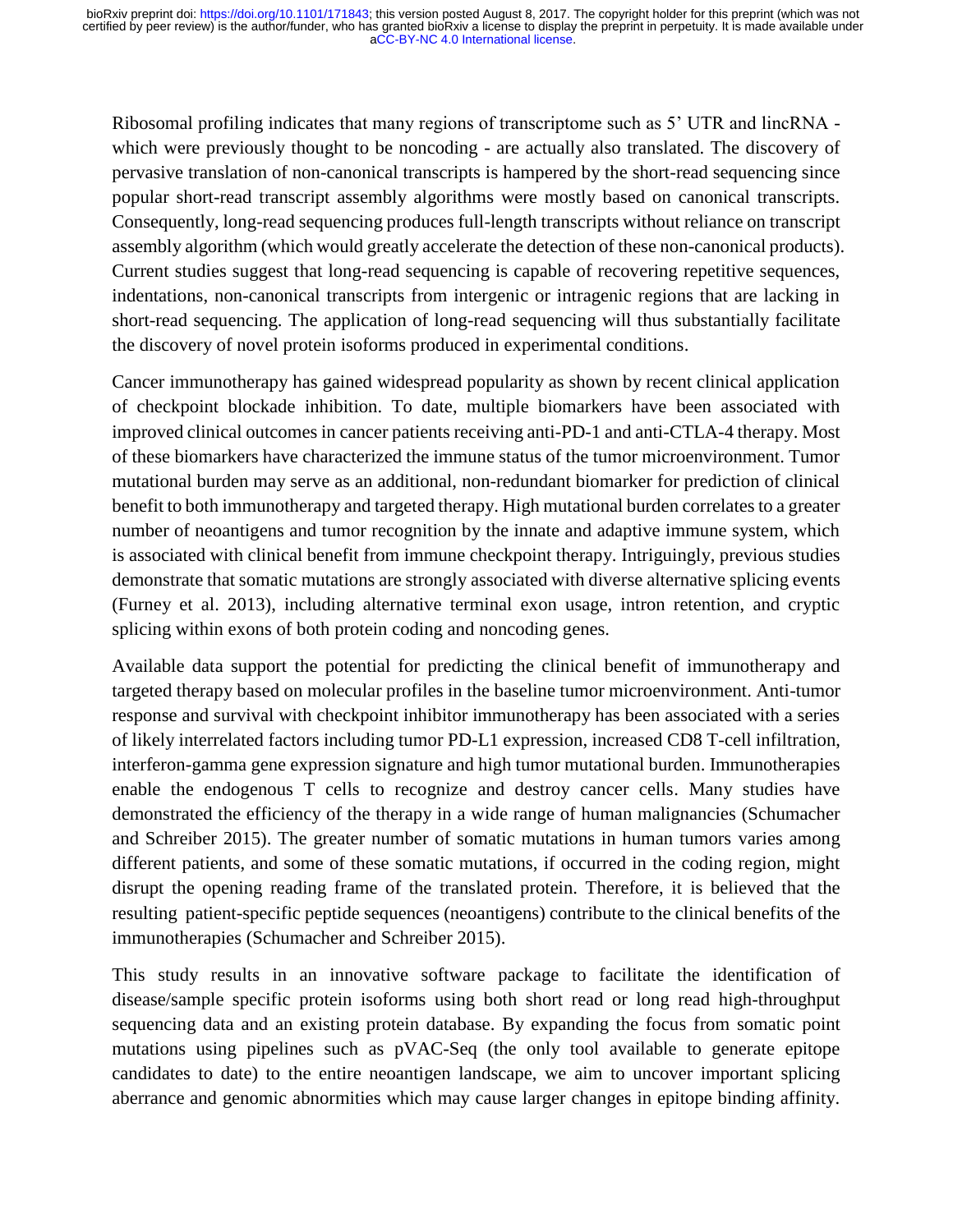Ribosomal profiling indicates that many regions of transcriptome such as 5' UTR and lincRNA - which were previously thought to be noncoding - are actually also translated. The discovery of pervasive translation of non-canonical transcripts is hampered by the short-read sequencing since popular short-read transcript assembly algorithms were mostly based on canonical transcripts. Consequently, long-read sequencing produces full-length transcripts without reliance on transcript assembly algorithm (which would greatly accelerate the detection of these non-canonical products). Current studies suggest that long-read sequencing is capable of recovering repetitive sequences, indentations, non-canonical transcripts from intergenic or intragenic regions that are lacking in short-read sequencing. The application of long-read sequencing will thus substantially facilitate the discovery of novel protein isoforms produced in experimental conditions.

Cancer immunotherapy has gained widespread popularity as shown by recent clinical application of checkpoint blockade inhibition. To date, multiple biomarkers have been associated with improved clinical outcomes in cancer patients receiving anti-PD-1 and anti-CTLA-4 therapy. Most of these biomarkers have characterized the immune status of the tumor microenvironment. Tumor mutational burden may serve as an additional, non-redundant biomarker for prediction of clinical benefit to both immunotherapy and targeted therapy. High mutational burden correlates to a greater number of neoantigens and tumor recognition by the innate and adaptive immune system, which is associated with clinical benefit from immune checkpoint therapy. Intriguingly, previous studies demonstrate that somatic mutations are strongly associated with diverse alternative splicing events (Furney et al. 2013), including alternative terminal exon usage, intron retention, and cryptic splicing within exons of both protein coding and noncoding genes.

Available data support the potential for predicting the clinical benefit of immunotherapy and targeted therapy based on molecular profiles in the baseline tumor microenvironment. Anti-tumor response and survival with checkpoint inhibitor immunotherapy has been associated with a series of likely interrelated factors including tumor PD-L1 expression, increased CD8 T-cell infiltration, interferon-gamma gene expression signature and high tumor mutational burden. Immunotherapies enable the endogenous T cells to recognize and destroy cancer cells. Many studies have demonstrated the efficiency of the therapy in a wide range of human malignancies (Schumacher and Schreiber 2015). The greater number of somatic mutations in human tumors varies among different patients, and some of these somatic mutations, if occurred in the coding region, might disrupt the opening reading frame of the translated protein. Therefore, it is believed that the resulting patient-specific peptide sequences (neoantigens) contribute to the clinical benefits of the immunotherapies (Schumacher and Schreiber 2015).

This study results in an innovative software package to facilitate the identification of disease/sample specific protein isoforms using both short read or long read high-throughput sequencing data and an existing protein database. By expanding the focus from somatic point mutations using pipelines such as pVAC-Seq (the only tool available to generate epitope candidates to date) to the entire neoantigen landscape, we aim to uncover important splicing aberrance and genomic abnormities which may cause larger changes in epitope binding affinity.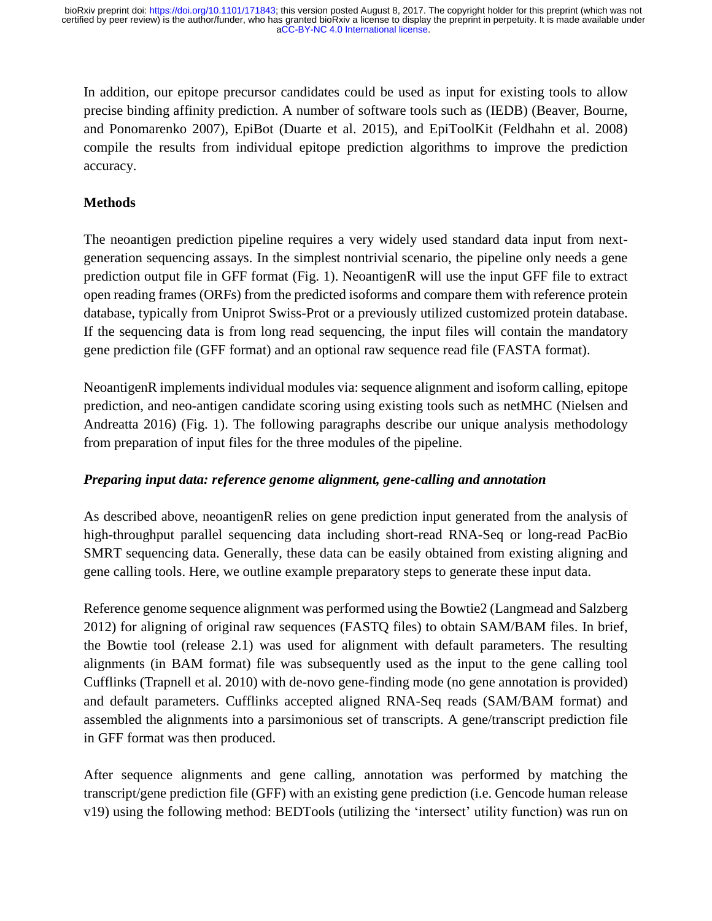In addition, our epitope precursor candidates could be used as input for existing tools to allow precise binding affinity prediction. A number of software tools such as (IEDB) (Beaver, Bourne, and Ponomarenko 2007), EpiBot (Duarte et al. 2015), and EpiToolKit (Feldhahn et al. 2008) compile the results from individual epitope prediction algorithms to improve the prediction accuracy.

## Methods

The neoantigen prediction pipeline requires a very widely used standard data input from next-generation sequencing assays. In the simplest nontrivial scenario, the pipeline only needs a gene prediction output file in GFF format (Fig. 1). NeoantigenR will use the input GFF file to extract open reading frames (ORFs) from the predicted isoforms and compare them with reference protein database, typically from Uniprot Swiss-Prot or a previously utilized customized protein database. If the sequencing data is from long read sequencing, the input files will contain the mandatory gene prediction file (GFF format) and an optional raw sequence read file (FASTA format).

NeoantigenR implements individual modules via: sequence alignment and isoform calling, epitope prediction, and neo-antigen candidate scoring using existing tools such as netMHC (Nielsen and Andreatta 2016) (Fig. 1). The following paragraphs describe our unique analysis methodology from preparation of input files for the three modules of the pipeline.

### *Preparing input data: reference genome alignment, gene-calling and annotation*

As described above, neoantigenR relies on gene prediction input generated from the analysis of high-throughput parallel sequencing data including short-read RNA-Seq or long-read PacBio SMRT sequencing data. Generally, these data can be easily obtained from existing aligning and gene calling tools. Here, we outline example preparatory steps to generate these input data.

Reference genome sequence alignment was performed using the Bowtie2 (Langmead and Salzberg 2012) for aligning of original raw sequences (FASTQ files) to obtain SAM/BAM files. In brief, the Bowtie tool (release 2.1) was used for alignment with default parameters. The resulting alignments (in BAM format) file was subsequently used as the input to the gene calling tool Cufflinks (Trapnell et al. 2010) with de-novo gene-finding mode (no gene annotation is provided) and default parameters. Cufflinks accepted aligned RNA-Seq reads (SAM/BAM format) and assembled the alignments into a parsimonious set of transcripts. A gene/transcript prediction file in GFF format was then produced.

After sequence alignments and gene calling, annotation was performed by matching the transcript/gene prediction file (GFF) with an existing gene prediction (i.e. Gencode human release v19) using the following method: BEDTools (utilizing the 'intersect' utility function) was run on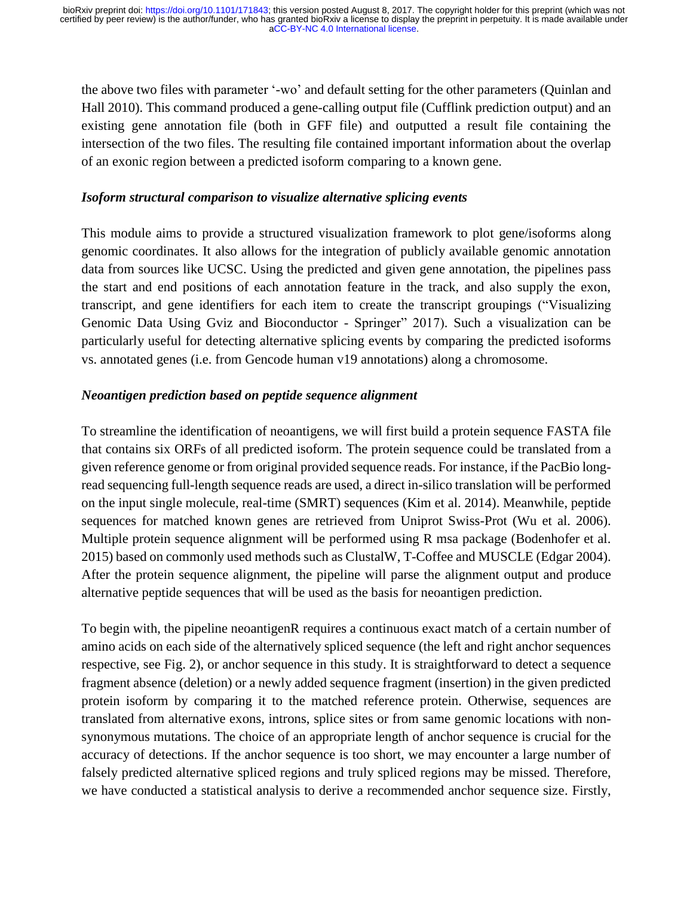the above two files with parameter '-wo' and default setting for the other parameters (Quinlan and Hall 2010). This command produced a gene-calling output file (Cufflink prediction output) and an existing gene annotation file (both in GFF file) and outputted a result file containing the intersection of the two files. The resulting file contained important information about the overlap of an exonic region between a predicted isoform comparing to a known gene.

### *Isoform structural comparison to visualize alternative splicing events*

This module aims to provide a structured visualization framework to plot gene/isoforms along genomic coordinates. It also allows for the integration of publicly available genomic annotation data from sources like UCSC. Using the predicted and given gene annotation, the pipelines pass the start and end positions of each annotation feature in the track, and also supply the exon, transcript, and gene identifiers for each item to create the transcript groupings ("Visualizing Genomic Data Using Gviz and Bioconductor - Springer" 2017). Such a visualization can be particularly useful for detecting alternative splicing events by comparing the predicted isoforms vs. annotated genes (i.e. from Gencode human v19 annotations) along a chromosome.

### *Neoantigen prediction based on peptide sequence alignment*

To streamline the identification of neoantigens, we will first build a protein sequence FASTA file that contains six ORFs of all predicted isoform. The protein sequence could be translated from a given reference genome or from original provided sequence reads. For instance, if the PacBio long-read sequencing full-length sequence reads are used, a direct in-silico translation will be performed on the input single molecule, real-time (SMRT) sequences (Kim et al. 2014). Meanwhile, peptide sequences for matched known genes are retrieved from Uniprot Swiss-Prot (Wu et al. 2006). Multiple protein sequence alignment will be performed using R msa package (Bodenhofer et al. 2015) based on commonly used methods such as ClustalW, T-Coffee and MUSCLE (Edgar 2004). After the protein sequence alignment, the pipeline will parse the alignment output and produce alternative peptide sequences that will be used as the basis for neoantigen prediction.

To begin with, the pipeline neoantigenR requires a continuous exact match of a certain number of amino acids on each side of the alternatively spliced sequence (the left and right anchor sequences respective, see Fig. 2), or anchor sequence in this study. It is straightforward to detect a sequence fragment absence (deletion) or a newly added sequence fragment (insertion) in the given predicted protein isoform by comparing it to the matched reference protein. Otherwise, sequences are translated from alternative exons, introns, splice sites or from same genomic locations with non-synonymous mutations. The choice of an appropriate length of anchor sequence is crucial for the accuracy of detections. If the anchor sequence is too short, we may encounter a large number of falsely predicted alternative spliced regions and truly spliced regions may be missed. Therefore, we have conducted a statistical analysis to derive a recommended anchor sequence size. Firstly,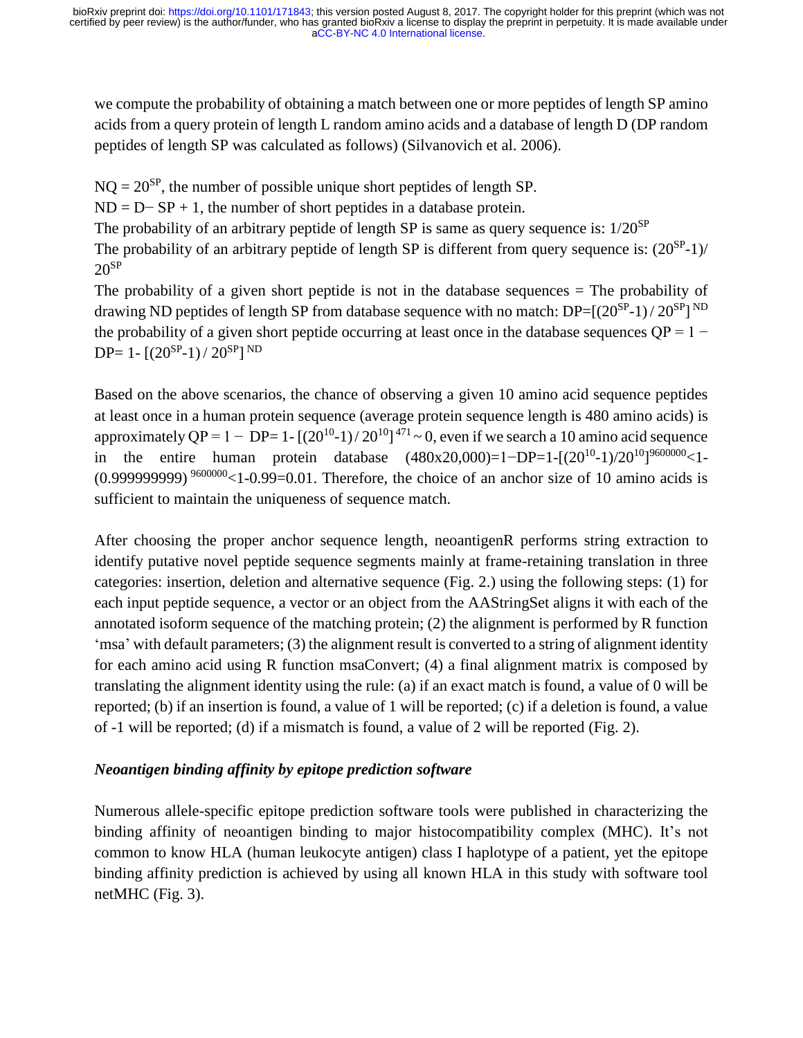we compute the probability of obtaining a match between one or more peptides of length SP amino acids from a query protein of length L random amino acids and a database of length D (DP random peptides of length SP was calculated as follows) (Silvanovich et al. 2006).

$NQ = 20^{SP}$, the number of possible unique short peptides of length SP.

$ND = D - SP + 1$, the number of short peptides in a database protein.

The probability of an arbitrary peptide of length SP is same as query sequence is: $1/20^{SP}$

The probability of an arbitrary peptide of length SP is different from query sequence is: $(20^{SP}-1)/20^{SP}$

The probability of a given short peptide is not in the database sequences = The probability of drawing ND peptides of length SP from database sequence with no match: $DP=[(20^{SP}-1)/20^{SP}]^{ND}$ the probability of a given short peptide occurring at least once in the database sequences $QP = 1 - DP= 1- [(20^{SP}-1)/20^{SP}]^{ND}$

Based on the above scenarios, the chance of observing a given 10 amino acid sequence peptides at least once in a human protein sequence (average protein sequence length is 480 amino acids) is approximately $QP = 1 - DP= 1- [(20^{10}-1)/20^{10}]^{471} \sim 0$, even if we search a 10 amino acid sequence in the entire human protein database $(480x20{,}000)=1-DP=1-[(20^{10}-1)/20^{10}]^{9600000}<1-(0.999999999)^{9600000}<1-0.99=0.01$. Therefore, the choice of an anchor size of 10 amino acids is sufficient to maintain the uniqueness of sequence match.

After choosing the proper anchor sequence length, neoantigenR performs string extraction to identify putative novel peptide sequence segments mainly at frame-retaining translation in three categories: insertion, deletion and alternative sequence (Fig. 2.) using the following steps: (1) for each input peptide sequence, a vector or an object from the AAStringSet aligns it with each of the annotated isoform sequence of the matching protein; (2) the alignment is performed by R function 'msa' with default parameters; (3) the alignment result is converted to a string of alignment identity for each amino acid using R function msaConvert; (4) a final alignment matrix is composed by translating the alignment identity using the rule: (a) if an exact match is found, a value of 0 will be reported; (b) if an insertion is found, a value of 1 will be reported; (c) if a deletion is found, a value of -1 will be reported; (d) if a mismatch is found, a value of 2 will be reported (Fig. 2).

### *Neoantigen binding affinity by epitope prediction software*

Numerous allele-specific epitope prediction software tools were published in characterizing the binding affinity of neoantigen binding to major histocompatibility complex (MHC). It's not common to know HLA (human leukocyte antigen) class I haplotype of a patient, yet the epitope binding affinity prediction is achieved by using all known HLA in this study with software tool netMHC (Fig. 3).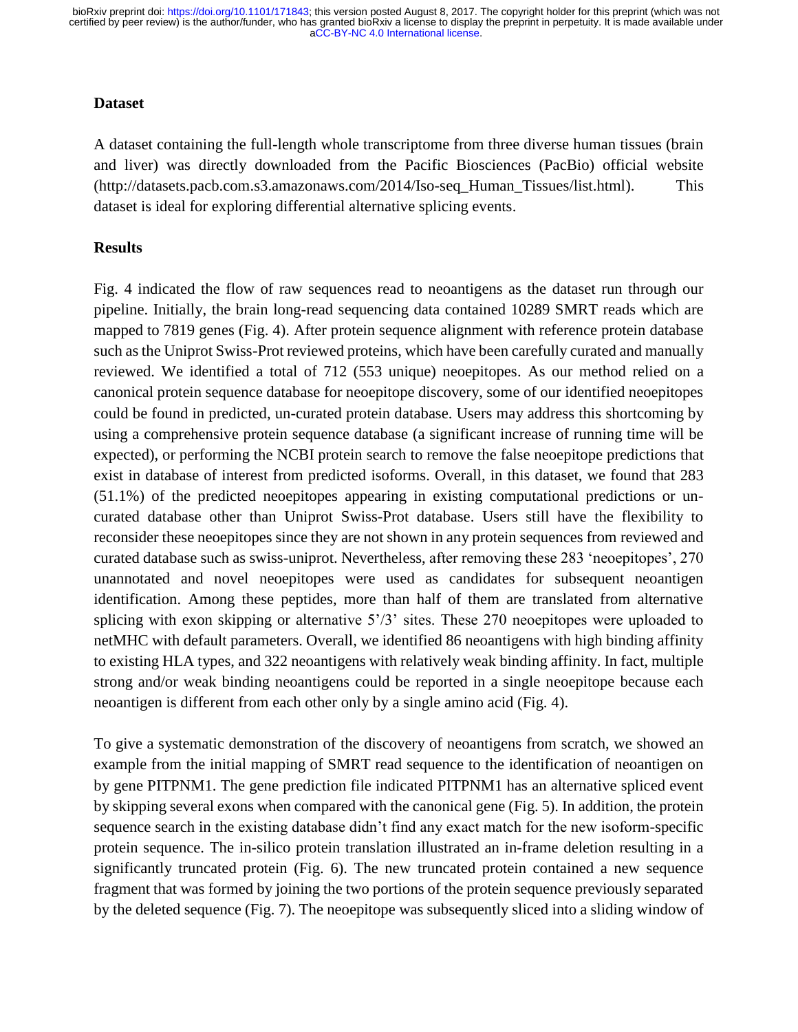### Dataset

A dataset containing the full-length whole transcriptome from three diverse human tissues (brain and liver) was directly downloaded from the Pacific Biosciences (PacBio) official website (http://datasets.pacb.com.s3.amazonaws.com/2014/Iso-seq_Human_Tissues/list.html). This dataset is ideal for exploring differential alternative splicing events.

### Results

Fig. 4 indicated the flow of raw sequences read to neoantigens as the dataset run through our pipeline. Initially, the brain long-read sequencing data contained 10289 SMRT reads which are mapped to 7819 genes (Fig. 4). After protein sequence alignment with reference protein database such as the Uniprot Swiss-Prot reviewed proteins, which have been carefully curated and manually reviewed. We identified a total of 712 (553 unique) neoepitopes. As our method relied on a canonical protein sequence database for neoepitope discovery, some of our identified neoepitopes could be found in predicted, un-curated protein database. Users may address this shortcoming by using a comprehensive protein sequence database (a significant increase of running time will be expected), or performing the NCBI protein search to remove the false neoepitope predictions that exist in database of interest from predicted isoforms. Overall, in this dataset, we found that 283 (51.1%) of the predicted neoepitopes appearing in existing computational predictions or un-curated database other than Uniprot Swiss-Prot database. Users still have the flexibility to reconsider these neoepitopes since they are not shown in any protein sequences from reviewed and curated database such as swiss-uniprot. Nevertheless, after removing these 283 'neoepitopes', 270 unannotated and novel neoepitopes were used as candidates for subsequent neoantigen identification. Among these peptides, more than half of them are translated from alternative splicing with exon skipping or alternative 5'/3' sites. These 270 neoepitopes were uploaded to netMHC with default parameters. Overall, we identified 86 neoantigens with high binding affinity to existing HLA types, and 322 neoantigens with relatively weak binding affinity. In fact, multiple strong and/or weak binding neoantigens could be reported in a single neoepitope because each neoantigen is different from each other only by a single amino acid (Fig. 4).

To give a systematic demonstration of the discovery of neoantigens from scratch, we showed an example from the initial mapping of SMRT read sequence to the identification of neoantigen on by gene PITPNM1. The gene prediction file indicated PITPNM1 has an alternative spliced event by skipping several exons when compared with the canonical gene (Fig. 5). In addition, the protein sequence search in the existing database didn't find any exact match for the new isoform-specific protein sequence. The in-silico protein translation illustrated an in-frame deletion resulting in a significantly truncated protein (Fig. 6). The new truncated protein contained a new sequence fragment that was formed by joining the two portions of the protein sequence previously separated by the deleted sequence (Fig. 7). The neoepitope was subsequently sliced into a sliding window of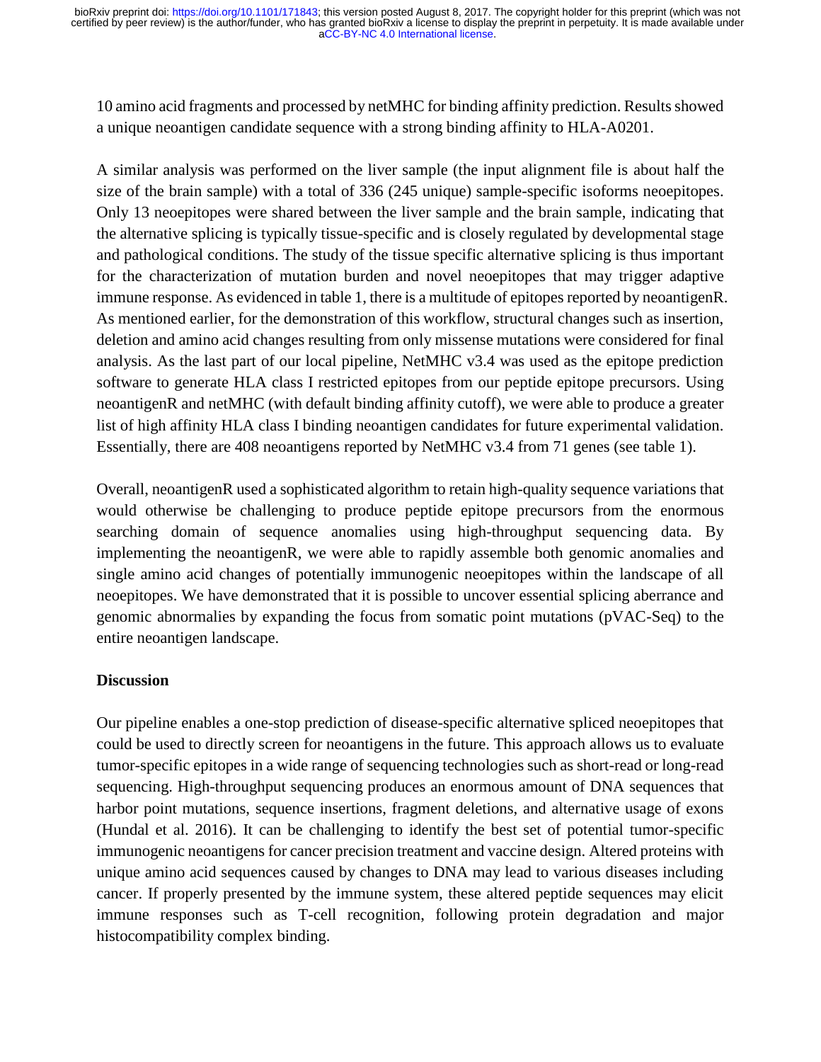10 amino acid fragments and processed by netMHC for binding affinity prediction. Results showed a unique neoantigen candidate sequence with a strong binding affinity to HLA-A0201.

A similar analysis was performed on the liver sample (the input alignment file is about half the size of the brain sample) with a total of 336 (245 unique) sample-specific isoforms neoepitopes. Only 13 neoepitopes were shared between the liver sample and the brain sample, indicating that the alternative splicing is typically tissue-specific and is closely regulated by developmental stage and pathological conditions. The study of the tissue specific alternative splicing is thus important for the characterization of mutation burden and novel neoepitopes that may trigger adaptive immune response. As evidenced in table 1, there is a multitude of epitopes reported by neoantigenR. As mentioned earlier, for the demonstration of this workflow, structural changes such as insertion, deletion and amino acid changes resulting from only missense mutations were considered for final analysis. As the last part of our local pipeline, NetMHC v3.4 was used as the epitope prediction software to generate HLA class I restricted epitopes from our peptide epitope precursors. Using neoantigenR and netMHC (with default binding affinity cutoff), we were able to produce a greater list of high affinity HLA class I binding neoantigen candidates for future experimental validation. Essentially, there are 408 neoantigens reported by NetMHC v3.4 from 71 genes (see table 1).

Overall, neoantigenR used a sophisticated algorithm to retain high-quality sequence variations that would otherwise be challenging to produce peptide epitope precursors from the enormous searching domain of sequence anomalies using high-throughput sequencing data. By implementing the neoantigenR, we were able to rapidly assemble both genomic anomalies and single amino acid changes of potentially immunogenic neoepitopes within the landscape of all neoepitopes. We have demonstrated that it is possible to uncover essential splicing aberrance and genomic abnormalies by expanding the focus from somatic point mutations (pVAC-Seq) to the entire neoantigen landscape.

## Discussion

Our pipeline enables a one-stop prediction of disease-specific alternative spliced neoepitopes that could be used to directly screen for neoantigens in the future. This approach allows us to evaluate tumor-specific epitopes in a wide range of sequencing technologies such as short-read or long-read sequencing. High-throughput sequencing produces an enormous amount of DNA sequences that harbor point mutations, sequence insertions, fragment deletions, and alternative usage of exons (Hundal et al. 2016). It can be challenging to identify the best set of potential tumor-specific immunogenic neoantigens for cancer precision treatment and vaccine design. Altered proteins with unique amino acid sequences caused by changes to DNA may lead to various diseases including cancer. If properly presented by the immune system, these altered peptide sequences may elicit immune responses such as T-cell recognition, following protein degradation and major histocompatibility complex binding.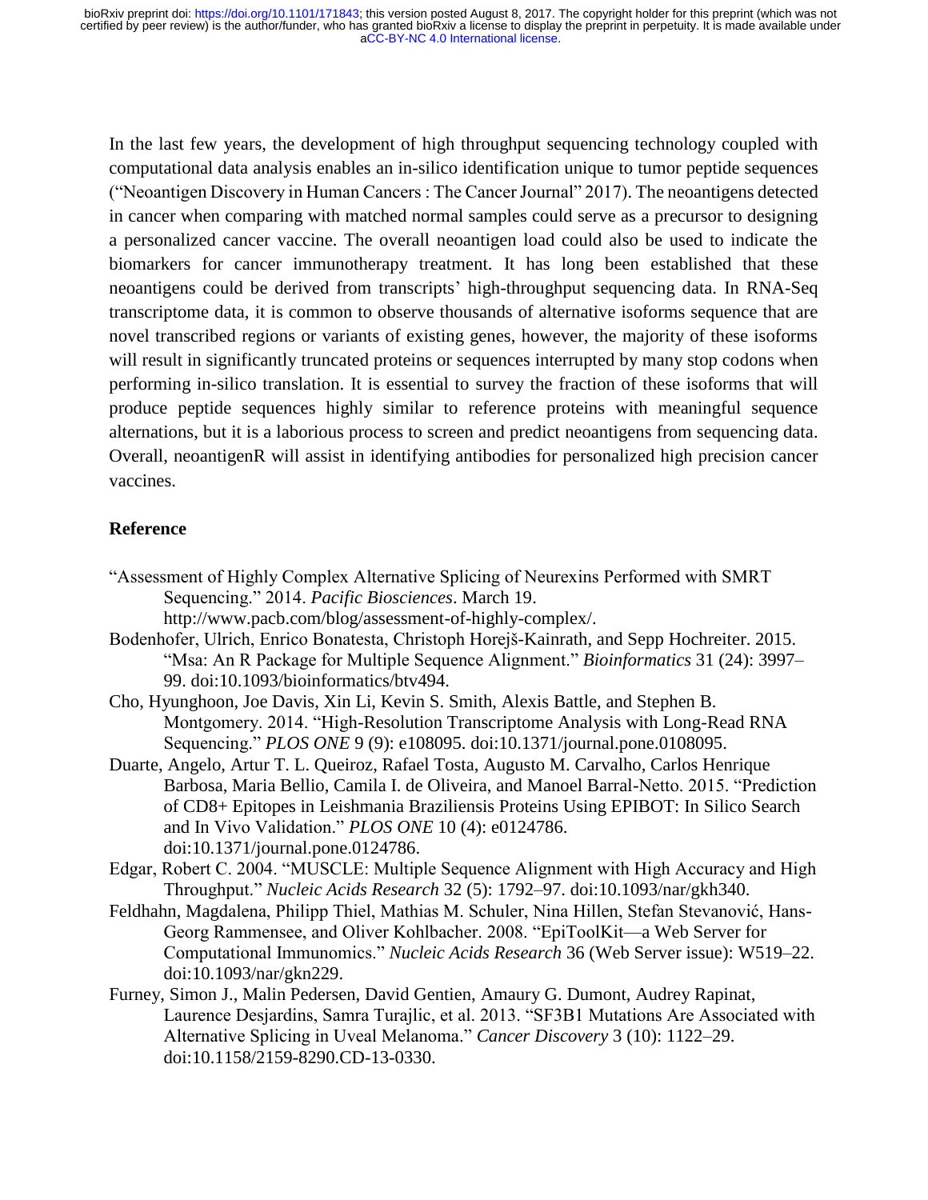In the last few years, the development of high throughput sequencing technology coupled with computational data analysis enables an in-silico identification unique to tumor peptide sequences ("Neoantigen Discovery in Human Cancers : The Cancer Journal" 2017). The neoantigens detected in cancer when comparing with matched normal samples could serve as a precursor to designing a personalized cancer vaccine. The overall neoantigen load could also be used to indicate the biomarkers for cancer immunotherapy treatment. It has long been established that these neoantigens could be derived from transcripts' high-throughput sequencing data. In RNA-Seq transcriptome data, it is common to observe thousands of alternative isoforms sequence that are novel transcribed regions or variants of existing genes, however, the majority of these isoforms will result in significantly truncated proteins or sequences interrupted by many stop codons when performing in-silico translation. It is essential to survey the fraction of these isoforms that will produce peptide sequences highly similar to reference proteins with meaningful sequence alternations, but it is a laborious process to screen and predict neoantigens from sequencing data. Overall, neoantigenR will assist in identifying antibodies for personalized high precision cancer vaccines.

## Reference

"Assessment of Highly Complex Alternative Splicing of Neurexins Performed with SMRT Sequencing." 2014. *Pacific Biosciences*. March 19. http://www.pacb.com/blog/assessment-of-highly-complex/.

Bodenhofer, Ulrich, Enrico Bonatesta, Christoph Horejš-Kainrath, and Sepp Hochreiter. 2015. "Msa: An R Package for Multiple Sequence Alignment." *Bioinformatics* 31 (24): 3997–99. doi:10.1093/bioinformatics/btv494.

Cho, Hyunghoon, Joe Davis, Xin Li, Kevin S. Smith, Alexis Battle, and Stephen B. Montgomery. 2014. "High-Resolution Transcriptome Analysis with Long-Read RNA Sequencing." *PLOS ONE* 9 (9): e108095. doi:10.1371/journal.pone.0108095.

Duarte, Angelo, Artur T. L. Queiroz, Rafael Tosta, Augusto M. Carvalho, Carlos Henrique Barbosa, Maria Bellio, Camila I. de Oliveira, and Manoel Barral-Netto. 2015. "Prediction of CD8+ Epitopes in Leishmania Braziliensis Proteins Using EPIBOT: In Silico Search and In Vivo Validation." *PLOS ONE* 10 (4): e0124786. doi:10.1371/journal.pone.0124786.

Edgar, Robert C. 2004. "MUSCLE: Multiple Sequence Alignment with High Accuracy and High Throughput." *Nucleic Acids Research* 32 (5): 1792–97. doi:10.1093/nar/gkh340.

Feldhahn, Magdalena, Philipp Thiel, Mathias M. Schuler, Nina Hillen, Stefan Stevanović, Hans-Georg Rammensee, and Oliver Kohlbacher. 2008. "EpiToolKit—a Web Server for Computational Immunomics." *Nucleic Acids Research* 36 (Web Server issue): W519–22. doi:10.1093/nar/gkn229.

Furney, Simon J., Malin Pedersen, David Gentien, Amaury G. Dumont, Audrey Rapinat, Laurence Desjardins, Samra Turajlic, et al. 2013. "SF3B1 Mutations Are Associated with Alternative Splicing in Uveal Melanoma." *Cancer Discovery* 3 (10): 1122–29. doi:10.1158/2159-8290.CD-13-0330.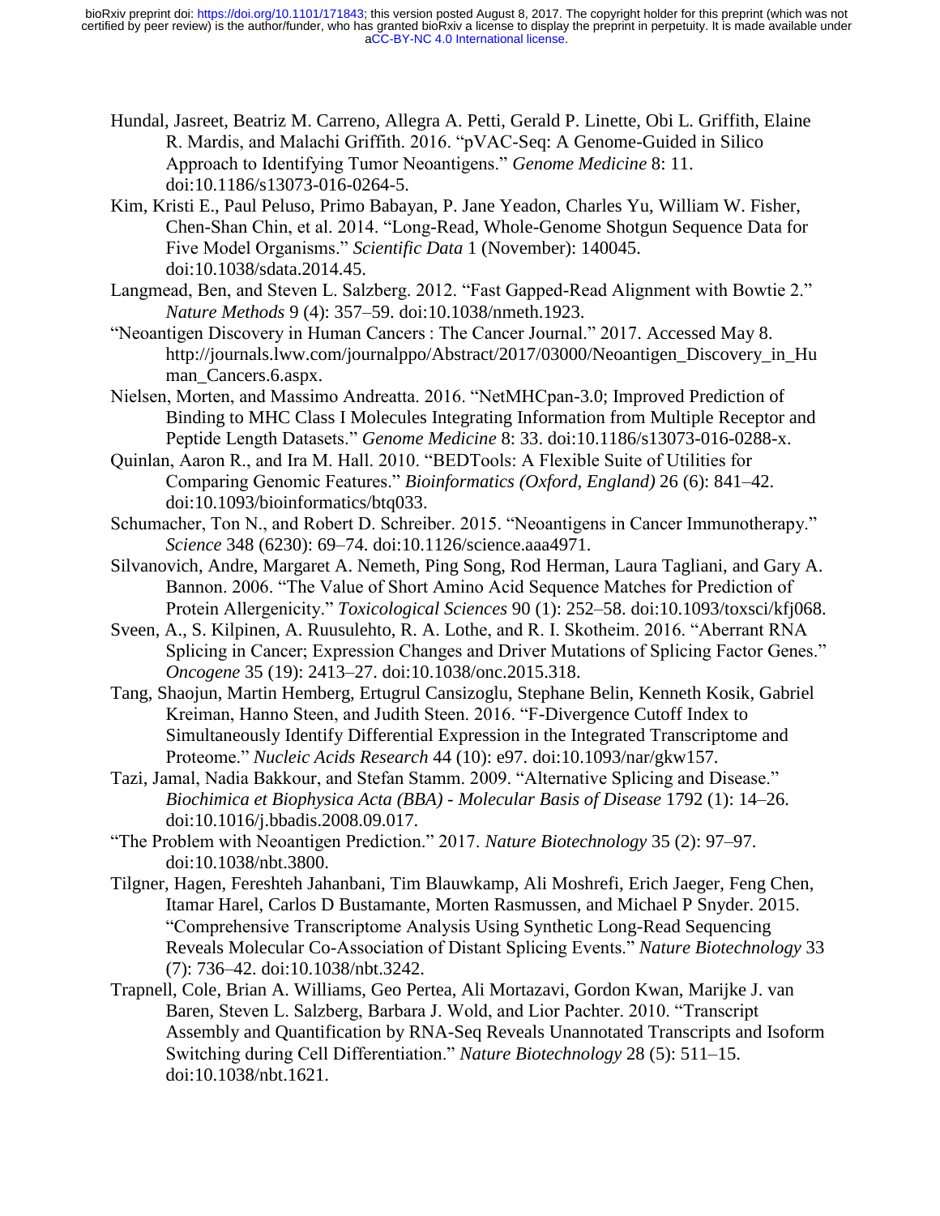Hundal, Jasreet, Beatriz M. Carreno, Allegra A. Petti, Gerald P. Linette, Obi L. Griffith, Elaine R. Mardis, and Malachi Griffith. 2016. "pVAC-Seq: A Genome-Guided in Silico Approach to Identifying Tumor Neoantigens." *Genome Medicine* 8: 11. doi:10.1186/s13073-016-0264-5.

Kim, Kristi E., Paul Peluso, Primo Babayan, P. Jane Yeadon, Charles Yu, William W. Fisher, Chen-Shan Chin, et al. 2014. "Long-Read, Whole-Genome Shotgun Sequence Data for Five Model Organisms." *Scientific Data* 1 (November): 140045. doi:10.1038/sdata.2014.45.

Langmead, Ben, and Steven L. Salzberg. 2012. "Fast Gapped-Read Alignment with Bowtie 2." *Nature Methods* 9 (4): 357–59. doi:10.1038/nmeth.1923.

"Neoantigen Discovery in Human Cancers : The Cancer Journal." 2017. Accessed May 8. http://journals.lww.com/journalppo/Abstract/2017/03000/Neoantigen_Discovery_in_Human_Cancers.6.aspx.

Nielsen, Morten, and Massimo Andreatta. 2016. "NetMHCpan-3.0; Improved Prediction of Binding to MHC Class I Molecules Integrating Information from Multiple Receptor and Peptide Length Datasets." *Genome Medicine* 8: 33. doi:10.1186/s13073-016-0288-x.

Quinlan, Aaron R., and Ira M. Hall. 2010. "BEDTools: A Flexible Suite of Utilities for Comparing Genomic Features." *Bioinformatics (Oxford, England)* 26 (6): 841–42. doi:10.1093/bioinformatics/btq033.

Schumacher, Ton N., and Robert D. Schreiber. 2015. "Neoantigens in Cancer Immunotherapy." *Science* 348 (6230): 69–74. doi:10.1126/science.aaa4971.

Silvanovich, Andre, Margaret A. Nemeth, Ping Song, Rod Herman, Laura Tagliani, and Gary A. Bannon. 2006. "The Value of Short Amino Acid Sequence Matches for Prediction of Protein Allergenicity." *Toxicological Sciences* 90 (1): 252–58. doi:10.1093/toxsci/kfj068.

Sveen, A., S. Kilpinen, A. Ruusulehto, R. A. Lothe, and R. I. Skotheim. 2016. "Aberrant RNA Splicing in Cancer; Expression Changes and Driver Mutations of Splicing Factor Genes." *Oncogene* 35 (19): 2413–27. doi:10.1038/onc.2015.318.

Tang, Shaojun, Martin Hemberg, Ertugrul Cansizoglu, Stephane Belin, Kenneth Kosik, Gabriel Kreiman, Hanno Steen, and Judith Steen. 2016. "F-Divergence Cutoff Index to Simultaneously Identify Differential Expression in the Integrated Transcriptome and Proteome." *Nucleic Acids Research* 44 (10): e97. doi:10.1093/nar/gkw157.

Tazi, Jamal, Nadia Bakkour, and Stefan Stamm. 2009. "Alternative Splicing and Disease." *Biochimica et Biophysica Acta (BBA) - Molecular Basis of Disease* 1792 (1): 14–26. doi:10.1016/j.bbadis.2008.09.017.

"The Problem with Neoantigen Prediction." 2017. *Nature Biotechnology* 35 (2): 97–97. doi:10.1038/nbt.3800.

Tilgner, Hagen, Fereshteh Jahanbani, Tim Blauwkamp, Ali Moshrefi, Erich Jaeger, Feng Chen, Itamar Harel, Carlos D Bustamante, Morten Rasmussen, and Michael P Snyder. 2015. "Comprehensive Transcriptome Analysis Using Synthetic Long-Read Sequencing Reveals Molecular Co-Association of Distant Splicing Events." *Nature Biotechnology* 33 (7): 736–42. doi:10.1038/nbt.3242.

Trapnell, Cole, Brian A. Williams, Geo Pertea, Ali Mortazavi, Gordon Kwan, Marijke J. van Baren, Steven L. Salzberg, Barbara J. Wold, and Lior Pachter. 2010. "Transcript Assembly and Quantification by RNA-Seq Reveals Unannotated Transcripts and Isoform Switching during Cell Differentiation." *Nature Biotechnology* 28 (5): 511–15. doi:10.1038/nbt.1621.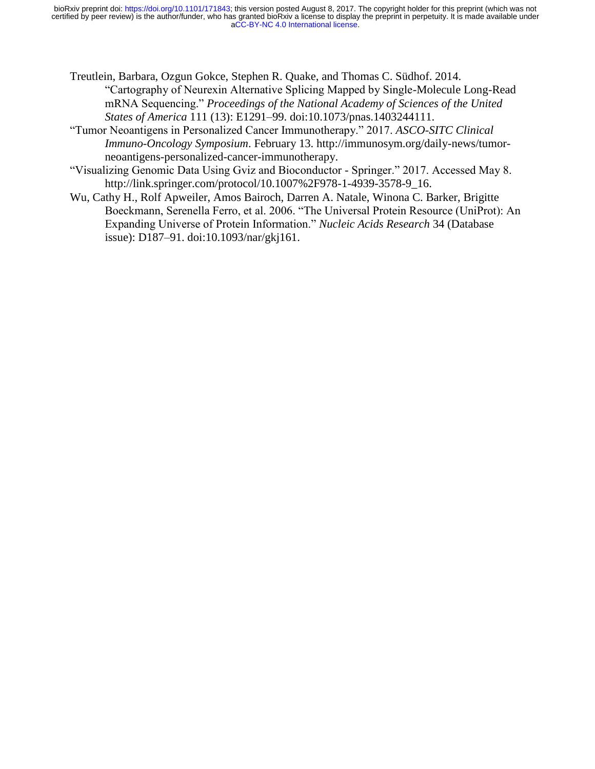Treutlein, Barbara, Ozgun Gokce, Stephen R. Quake, and Thomas C. Südhof. 2014. "Cartography of Neurexin Alternative Splicing Mapped by Single-Molecule Long-Read mRNA Sequencing." *Proceedings of the National Academy of Sciences of the United States of America* 111 (13): E1291–99. doi:10.1073/pnas.1403244111.

"Tumor Neoantigens in Personalized Cancer Immunotherapy." 2017. *ASCO-SITC Clinical Immuno-Oncology Symposium*. February 13. http://immunosym.org/daily-news/tumor-neoantigens-personalized-cancer-immunotherapy.

"Visualizing Genomic Data Using Gviz and Bioconductor - Springer." 2017. Accessed May 8. http://link.springer.com/protocol/10.1007%2F978-1-4939-3578-9_16.

Wu, Cathy H., Rolf Apweiler, Amos Bairoch, Darren A. Natale, Winona C. Barker, Brigitte Boeckmann, Serenella Ferro, et al. 2006. "The Universal Protein Resource (UniProt): An Expanding Universe of Protein Information." *Nucleic Acids Research* 34 (Database issue): D187–91. doi:10.1093/nar/gkj161.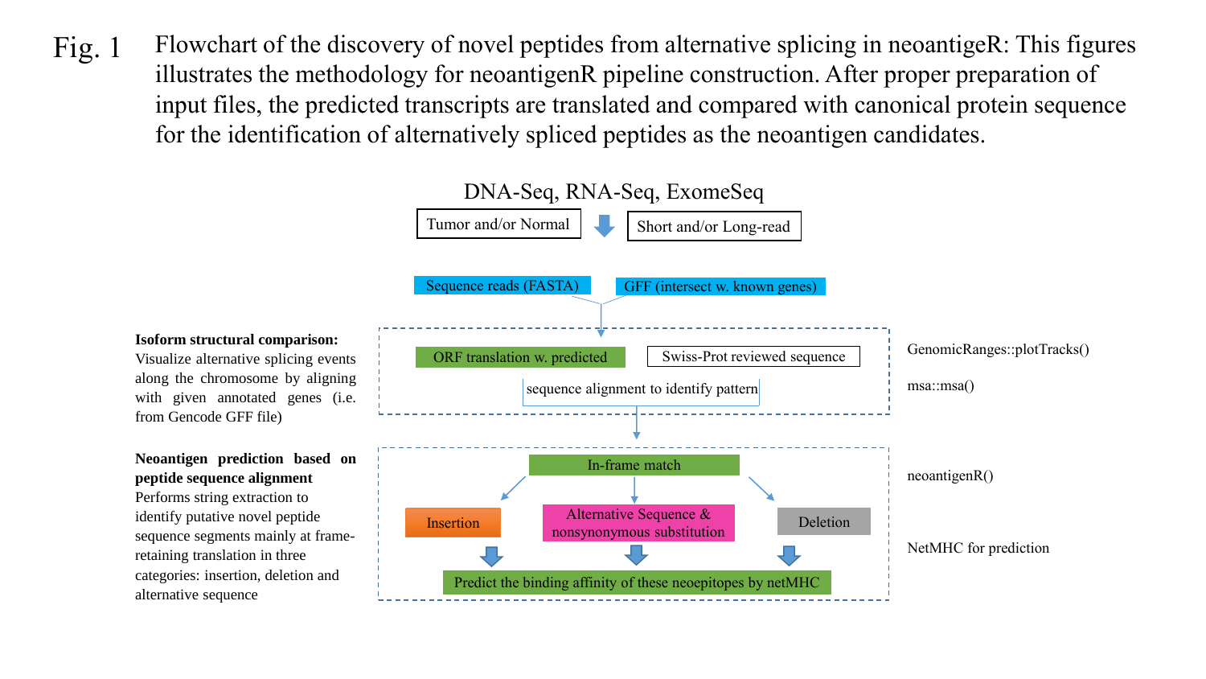Fig. 1 Flowchart of the discovery of novel peptides from alternative splicing in neoantigeR: This figures illustrates the methodology for neoantigenR pipeline construction. After proper preparation of input files, the predicted transcripts are translated and compared with canonical protein sequence for the identification of alternatively spliced peptides as the neoantigen candidates.

DNA-Seq, RNA-Seq, ExomeSeq

Tumor and/or Normal

Short and/or Long-read

Sequence reads (FASTA)

GFF (intersect w. known genes)

**Isoform structural comparison:** Visualize alternative splicing events along the chromosome by aligning with given annotated genes (i.e. from Gencode GFF file)

ORF translation w. predicted

Swiss-Prot reviewed sequence

sequence alignment to identify pattern

GenomicRanges::plotTracks()

msa::msa()

**Neoantigen prediction based on peptide sequence alignment** Performs string extraction to identify putative novel peptide sequence segments mainly at frame-retaining translation in three categories: insertion, deletion and alternative sequence

In-frame match

Insertion

Alternative Sequence & nonsynonymous substitution

Deletion

Predict the binding affinity of these neoepitopes by netMHC

neoantigenR()

NetMHC for prediction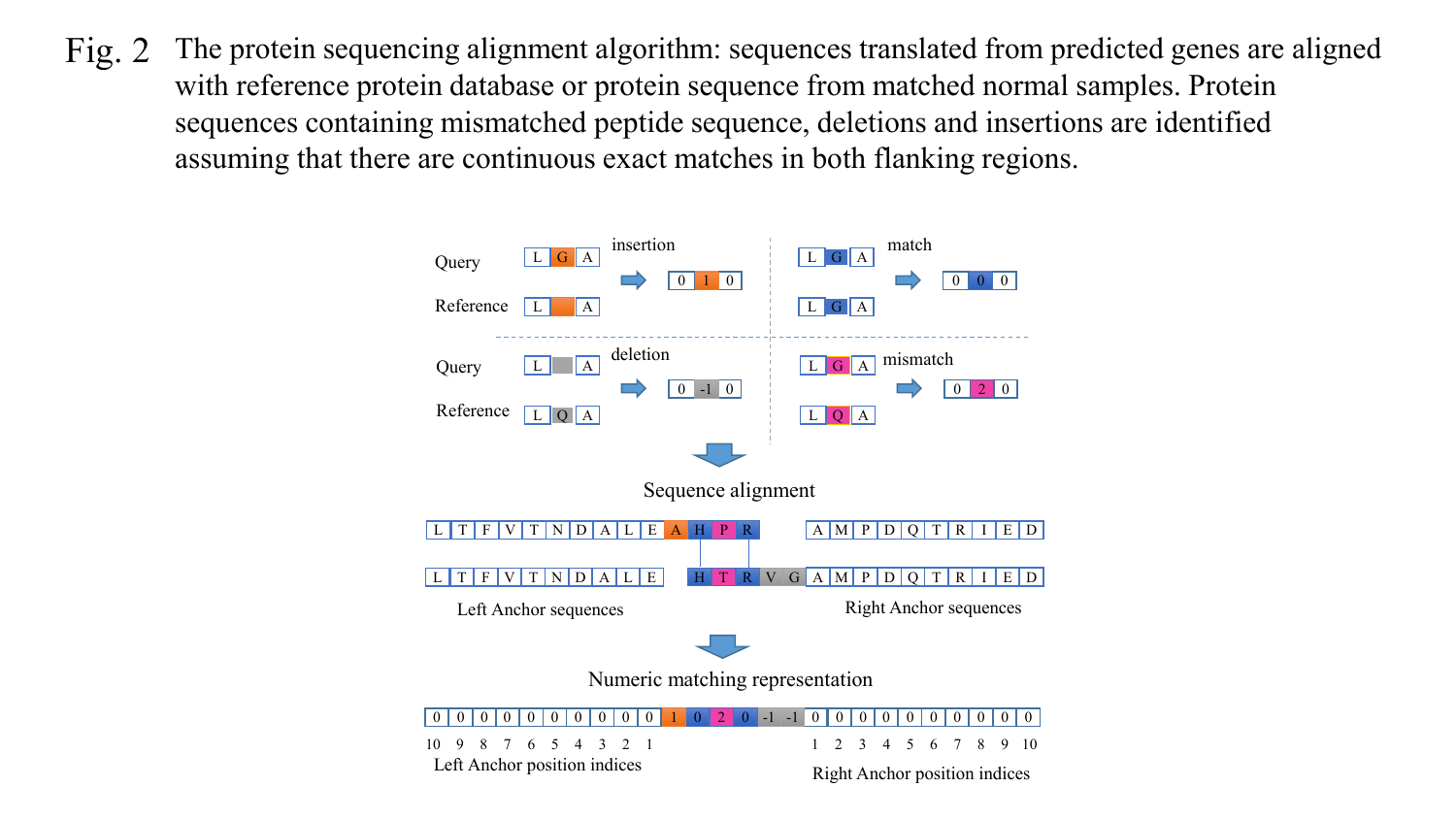Fig. 2 The protein sequencing alignment algorithm: sequences translated from predicted genes are aligned with reference protein database or protein sequence from matched normal samples. Protein sequences containing mismatched peptide sequence, deletions and insertions are identified assuming that there are continuous exact matches in both flanking regions.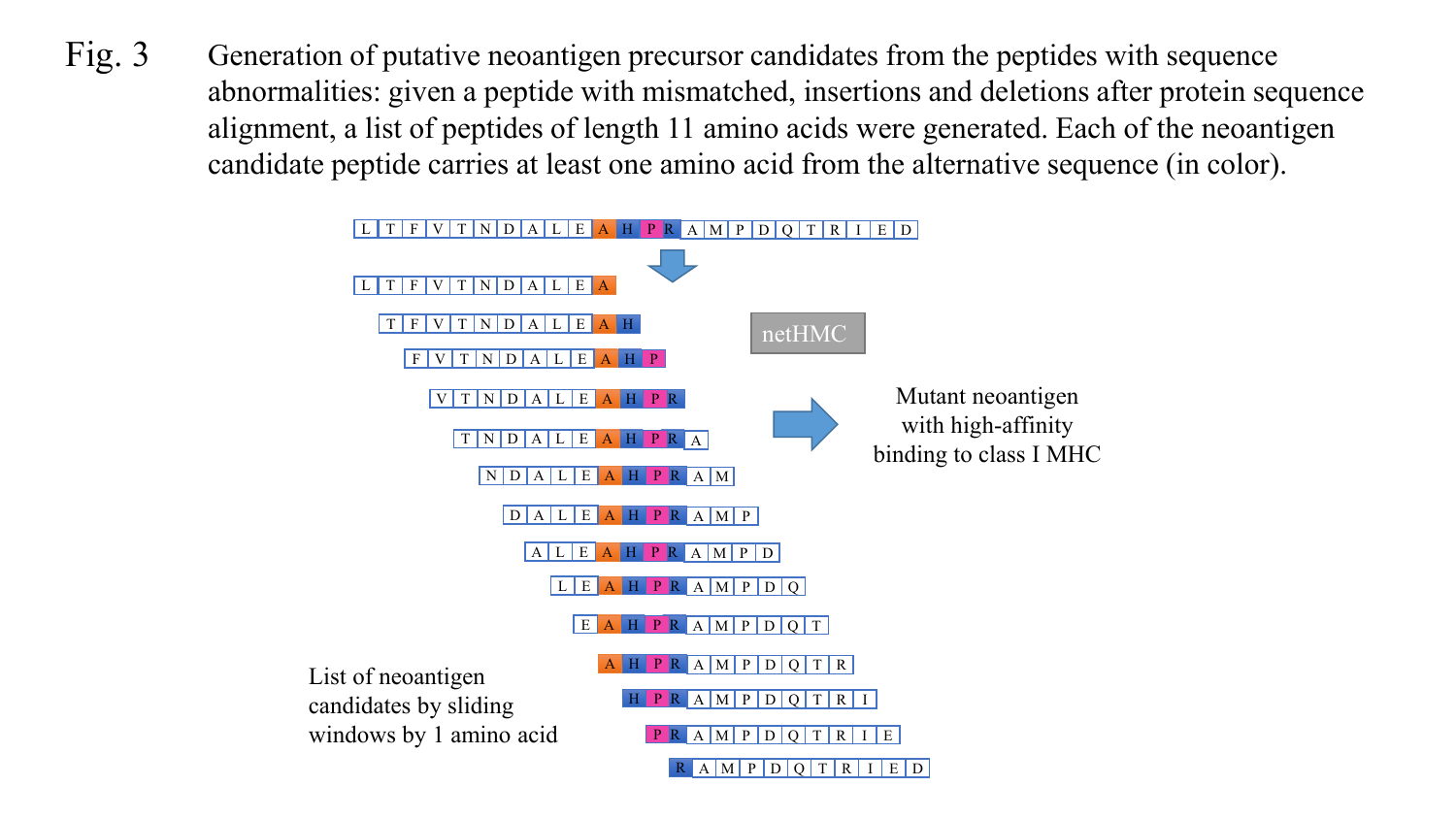Fig. 3 Generation of putative neoantigen precursor candidates from the peptides with sequence abnormalities: given a peptide with mismatched, insertions and deletions after protein sequence alignment, a list of peptides of length 11 amino acids were generated. Each of the neoantigen candidate peptide carries at least one amino acid from the alternative sequence (in color).

L T F V T N D A L E A H P R A M P D Q T R I E D

L T F V T N D A L E A

T F V T N D A L E A H

F V T N D A L E A H P

V T N D A L E A H P R

T N D A L E A H P R A

N D A L E A H P R A M

D A L E A H P R A M P

A L E A H P R A M P D

L E A H P R A M P D Q

E A H P R A M P D Q T

A H P R A M P D Q T R

H P R A M P D Q T R I

P R A M P D Q T R I E

R A M P D Q T R I E D

netHMC

Mutant neoantigen with high-affinity binding to class I MHC

List of neoantigen candidates by sliding windows by 1 amino acid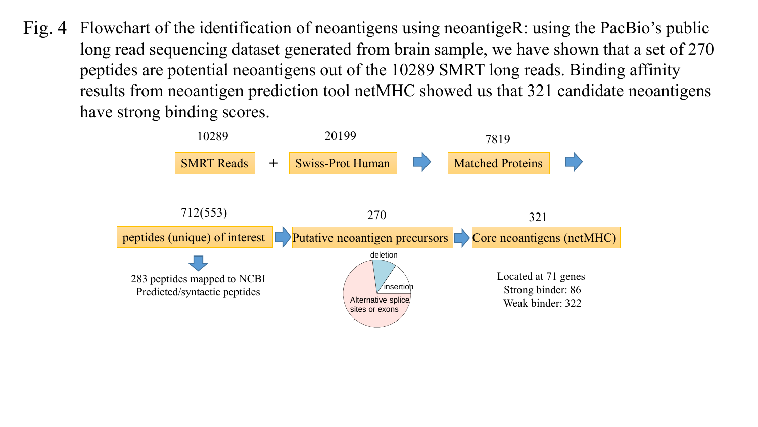Fig. 4 Flowchart of the identification of neoantigens using neoantigeR: using the PacBio's public long read sequencing dataset generated from brain sample, we have shown that a set of 270 peptides are potential neoantigens out of the 10289 SMRT long reads. Binding affinity results from neoantigen prediction tool netMHC showed us that 321 candidate neoantigens have strong binding scores.

10289 SMRT Reads + 20199 Swiss-Prot Human → 7819 Matched Proteins →

712(553) peptides (unique) of interest → 270 Putative neoantigen precursors → 321 Core neoantigens (netMHC)

283 peptides mapped to NCBI Predicted/syntactic peptides

deletion, insertion, Alternative splice sites or exons

Located at 71 genes
Strong binder: 86
Weak binder: 322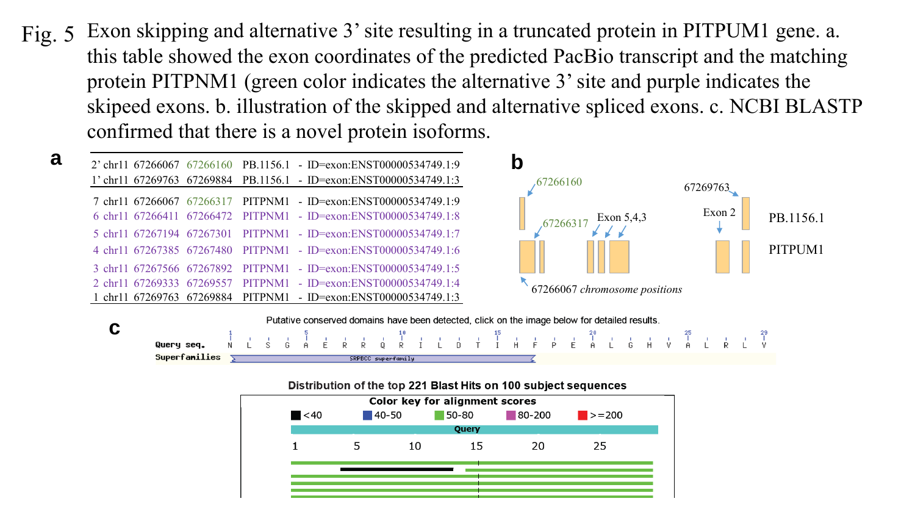Fig. 5 Exon skipping and alternative 3' site resulting in a truncated protein in PITPUM1 gene. a. this table showed the exon coordinates of the predicted PacBio transcript and the matching protein PITPNM1 (green color indicates the alternative 3' site and purple indicates the skipeed exons. b. illustration of the skipped and alternative spliced exons. c. NCBI BLASTP confirmed that there is a novel protein isoforms.

**a**

| | | | | | |
|---|---|---|---|---|---|
| 2' | chr11 | 67266067 | 67266160 | PB.1156.1 | - ID=exon:ENST00000534749.1:9 |
| 1' | chr11 | 67269763 | 67269884 | PB.1156.1 | - ID=exon:ENST00000534749.1:3 |
| 7 | chr11 | 67266067 | 67266317 | PITPNM1 | - ID=exon:ENST00000534749.1:9 |
| 6 | chr11 | 67266411 | 67266472 | PITPNM1 | - ID=exon:ENST00000534749.1:8 |
| 5 | chr11 | 67267194 | 67267301 | PITPNM1 | - ID=exon:ENST00000534749.1:7 |
| 4 | chr11 | 67267385 | 67267480 | PITPNM1 | - ID=exon:ENST00000534749.1:6 |
| 3 | chr11 | 67267566 | 67267892 | PITPNM1 | - ID=exon:ENST00000534749.1:5 |
| 2 | chr11 | 67269333 | 67269557 | PITPNM1 | - ID=exon:ENST00000534749.1:4 |
| 1 | chr11 | 67269763 | 67269884 | PITPNM1 | - ID=exon:ENST00000534749.1:3 |

**b**

67266160 67269763 67266317 Exon 5,4,3 Exon 2 PB.1156.1 PITPUM1 67266067 *chromosome positions*

**c**

Putative conserved domains have been detected, click on the image below for detailed results.

Query seq. N L S G A E R R Q R I L D T I H F P E A L G H V A L R L V

Superfamilies SRPBCC superfamily

Distribution of the top 221 Blast Hits on 100 subject sequences

Color key for alignment scores: <40, 40-50, 50-80, 80-200, >=200

Query 1 5 10 15 20 25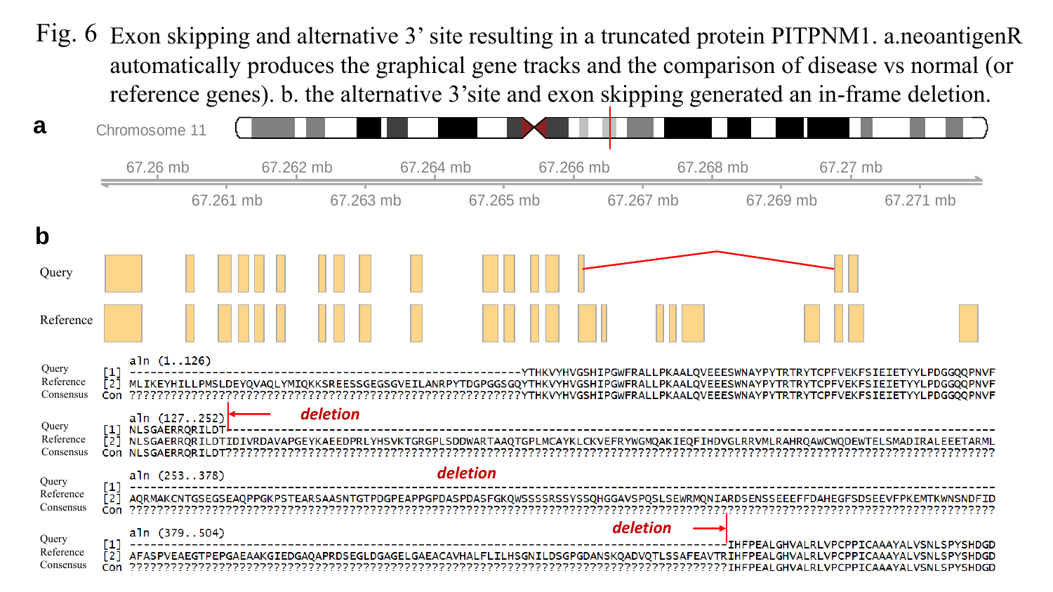Fig. 6 Exon skipping and alternative 3' site resulting in a truncated protein PITPNM1. a.neoantigenR automatically produces the graphical gene tracks and the comparison of disease vs normal (or reference genes). b. the alternative 3'site and exon skipping generated an in-frame deletion.

**a**

Chromosome 11

67.26 mb 67.262 mb 67.264 mb 67.266 mb 67.268 mb 67.27 mb

67.261 mb 67.263 mb 67.265 mb 67.267 mb 67.269 mb 67.271 mb

**b**

Query

Reference

```
aln (1..126)
Query     [1] --------------------------------------------------------YTHKVYHVGSHIPGWFRALLPKAALQVEEESWNAYPYTRTRYTCPFVEKFSIEIETYYLPDGGQQPNVF
Reference [2] MLIKEYHILLPMSLDEYQVAQLYMIQKKSREESSGEGSGVEILANRPYTDGPGGSGQYTHKVYHVGSHIPGWFRALLPKAALQVEEESWNAYPYTRTRYTCPFVEKFSIEIETYYLPDGGQQPNVF
Consensus Con ????????????????????????????????????????????????????????YTHKVYHVGSHIPGWFRALLPKAALQVEEESWNAYPYTRTRYTCPFVEKFSIEIETYYLPDGGQQPNVF

aln (127..252)                deletion
Query     [1] NLSGAERRQRILDT----------------------------------------------------------------------------------------------------------------
Reference [2] NLSGAERRQRILDTIDIVRDAVAPGEYKAEEDPRLYHSVKTGRGPLSDDWARTAAQTGPLMCAYKLCKVEFRYWGMQAKIEQFIHDVGLRRVMLRAHRQAWCWQDEWTELSMADIRALEEETARML
Consensus Con NLSGAERRQRILDT????????????????????????????????????????????????????????????????????????????????????????????????????????????????

aln (253..378)                                          deletion
Query     [1] ------------------------------------------------------------------------------------------------------------------------------
Reference [2] AQRMAKCNTGSEGSEAQPPGKPSTEARSAASNTGTPDGPEAPPGPDASPDASFGKQWSSSSRSSYSSQHGGAVSPQSLSEWRMQNIARDSENSSEEEFFDAHEGFSDSEEVFPKEMTKWNSNDFID
Consensus Con ??????????????????????????????????????????????????????????????????????????????????????????????????????????????????????????????

aln (379..504)                                                              deletion
Query     [1] -----------------------------------------------------------------------------------------IHFPEALGHVALRLVPCPPICAAAYALVSNLSPYSHDGD
Reference [2] AFASPVEAEGTPEPGAEAAKGIEDGAQAPRDSEGLDGAGELGAEACAVHALFLILHSGNILDSGPGDANSKQADVQTLSSAFEAVTRIHFPEALGHVALRLVPCPPICAAAYALVSNLSPYSHDGD
Consensus Con ?????????????????????????????????????????????????????????????????????????????????????????IHFPEALGHVALRLVPCPPICAAAYALVSNLSPYSHDGD
```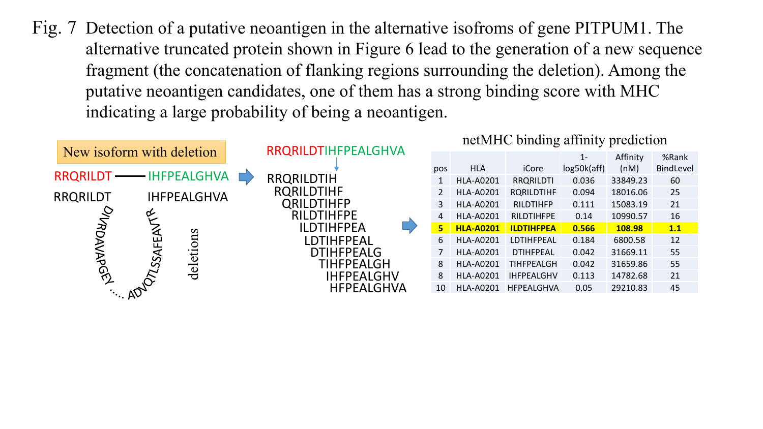Fig. 7 Detection of a putative neoantigen in the alternative isofroms of gene PITPUM1. The alternative truncated protein shown in Figure 6 lead to the generation of a new sequence fragment (the concatenation of flanking regions surrounding the deletion). Among the putative neoantigen candidates, one of them has a strong binding score with MHC indicating a large probability of being a neoantigen.

New isoform with deletion

RRQRILDT —— IHFPEALGHVA

RRQRILDT IHFPEALGHVA

DIVRDAVAPGEY .... ADVQTLSSAFEAVTR

deletions

RRQRILDTIHFPEALGHVA

RRQRILDTIH
RQRILDTIHF
QRILDTIHFP
RILDTIHFPE
ILDTIHFPEA
LDTIHFPEAL
DTIHFPEALG
TIHFPEALGH
IHFPEALGHV
HFPEALGHVA

netMHC binding affinity prediction

| pos | HLA | iCore | 1-log50k(aff) | Affinity (nM) | %Rank BindLevel |
|---|---|---|---|---|---|
| 1 | HLA-A0201 | RRQRILDTI | 0.036 | 33849.23 | 60 |
| 2 | HLA-A0201 | RQRILDTIHF | 0.094 | 18016.06 | 25 |
| 3 | HLA-A0201 | RILDTIHFP | 0.111 | 15083.19 | 21 |
| 4 | HLA-A0201 | RILDTIHFPE | 0.14 | 10990.57 | 16 |
| **5** | **HLA-A0201** | **ILDTIHFPEA** | **0.566** | **108.98** | **1.1** |
| 6 | HLA-A0201 | LDTIHFPEAL | 0.184 | 6800.58 | 12 |
| 7 | HLA-A0201 | DTIHFPEAL | 0.042 | 31669.11 | 55 |
| 8 | HLA-A0201 | TIHFPEALGH | 0.042 | 31659.86 | 55 |
| 8 | HLA-A0201 | IHFPEALGHV | 0.113 | 14782.68 | 21 |
| 10 | HLA-A0201 | HFPEALGHVA | 0.05 | 29210.83 | 45 |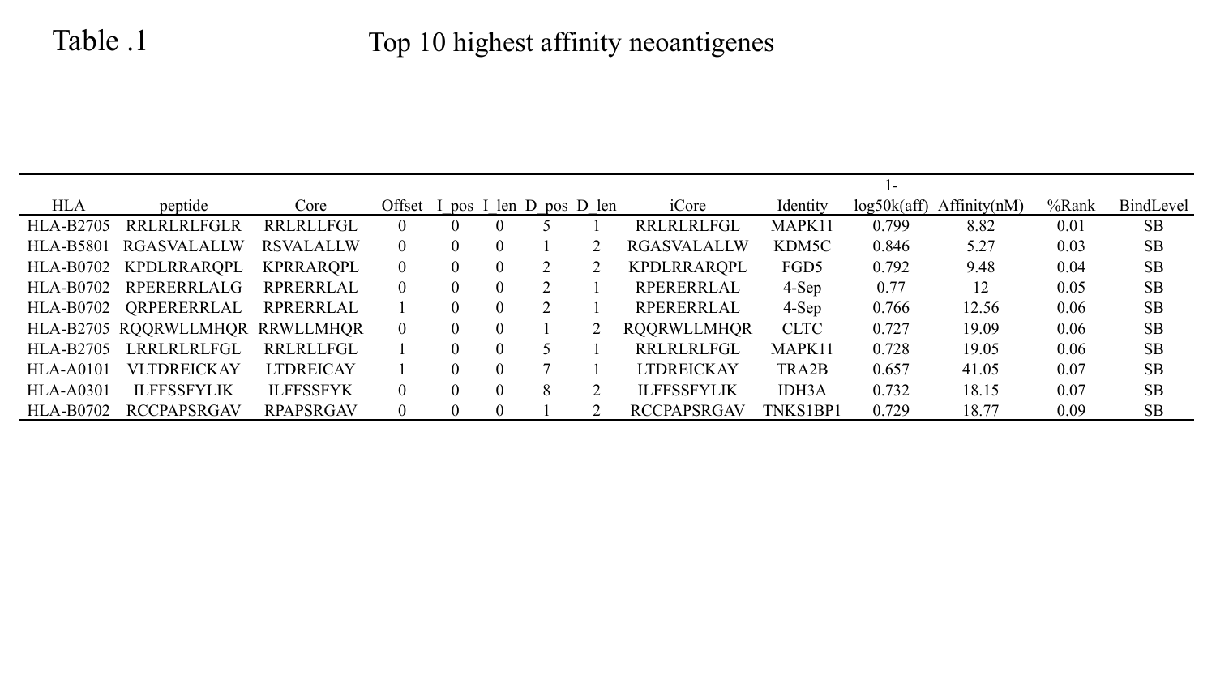Table .1 Top 10 highest affinity neoantigenes

| HLA | peptide | Core | Offset | I_pos | I_len | D_pos | D_len | iCore | Identity | 1-log50k(aff) | Affinity(nM) | %Rank | BindLevel |
|---|---|---|---|---|---|---|---|---|---|---|---|---|---|
| HLA-B2705 | RRLRLRLFGLR | RRLRLLFGL | 0 | 0 | 0 | 5 | 1 | RRLRLRLFGL | MAPK11 | 0.799 | 8.82 | 0.01 | SB |
| HLA-B5801 | RGASVALALLW | RSVALALLW | 0 | 0 | 0 | 1 | 2 | RGASVALALLW | KDM5C | 0.846 | 5.27 | 0.03 | SB |
| HLA-B0702 | KPDLRRARQPL | KPRRARQPL | 0 | 0 | 0 | 2 | 2 | KPDLRRARQPL | FGD5 | 0.792 | 9.48 | 0.04 | SB |
| HLA-B0702 | RPERERRLALG | RPRERRLAL | 0 | 0 | 0 | 2 | 1 | RPERERRLAL | 4-Sep | 0.77 | 12 | 0.05 | SB |
| HLA-B0702 | QRPERERRLAL | RPRERRLAL | 1 | 0 | 0 | 2 | 1 | RPERERRLAL | 4-Sep | 0.766 | 12.56 | 0.06 | SB |
| HLA-B2705 | RQQRWLLMHQR | RRWLLMHQR | 0 | 0 | 0 | 1 | 2 | RQQRWLLMHQR | CLTC | 0.727 | 19.09 | 0.06 | SB |
| HLA-B2705 | LRRLRLRLFGL | RRLRLLFGL | 1 | 0 | 0 | 5 | 1 | RRLRLRLFGL | MAPK11 | 0.728 | 19.05 | 0.06 | SB |
| HLA-A0101 | VLTDREICKAY | LTDREICAY | 1 | 0 | 0 | 7 | 1 | LTDREICKAY | TRA2B | 0.657 | 41.05 | 0.07 | SB |
| HLA-A0301 | ILFFSSFYLIK | ILFFSSFYK | 0 | 0 | 0 | 8 | 2 | ILFFSSFYLIK | IDH3A | 0.732 | 18.15 | 0.07 | SB |
| HLA-B0702 | RCCPAPSRGAV | RPAPSRGAV | 0 | 0 | 0 | 1 | 2 | RCCPAPSRGAV | TNKS1BP1 | 0.729 | 18.77 | 0.09 | SB |